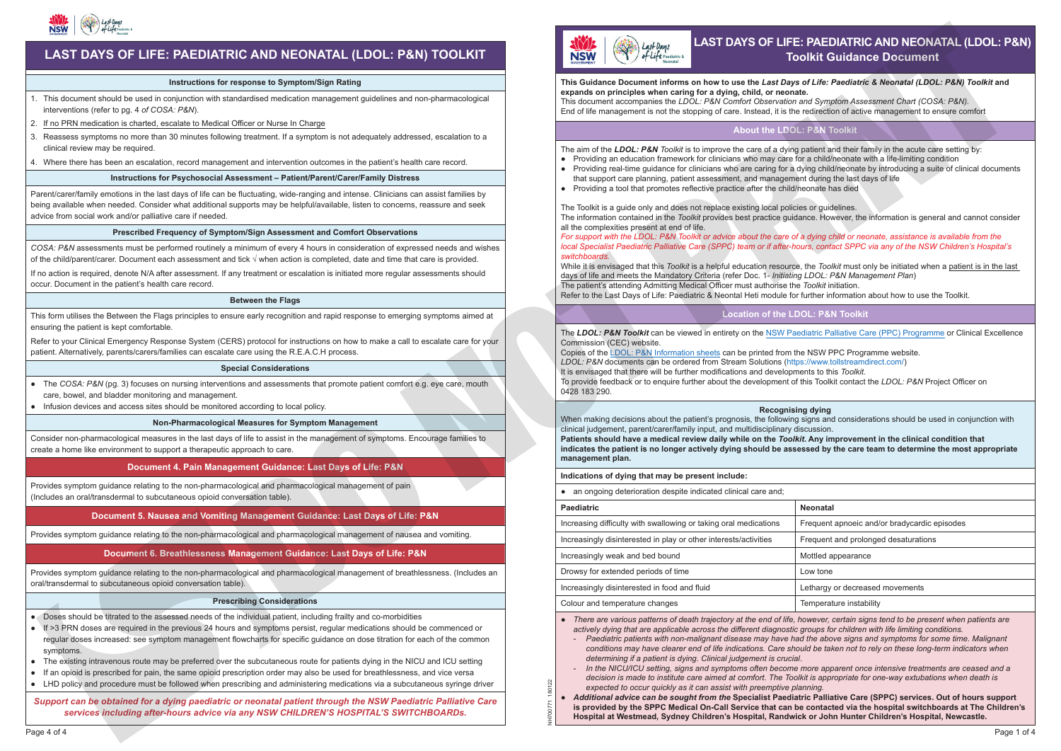# LAST DAYS OF LIFE: PAEDIATRIC AND NEONATAL (LDOL: P&N) TOOLKIT

### Instructions for response to Symptom/Sign Rating

1. This document should be used in conjunction with standardised medication management guidelines and non-pharmacological interventions (refer to pg. 4 *of COSA: P&N*).
2. If no PRN medication is charted, escalate to Medical Officer or Nurse In Charge
3. Reassess symptoms no more than 30 minutes following treatment. If a symptom is not adequately addressed, escalation to a clinical review may be required.
4. Where there has been an escalation, record management and intervention outcomes in the patient's health care record.

### Instructions for Psychosocial Assessment – Patient/Parent/Carer/Family Distress

Parent/carer/family emotions in the last days of life can be fluctuating, wide-ranging and intense. Clinicians can assist families by being available when needed. Consider what additional supports may be helpful/available, listen to concerns, reassure and seek advice from social work and/or palliative care if needed.

### Prescribed Frequency of Symptom/Sign Assessment and Comfort Observations

*COSA: P&N* assessments must be performed routinely a minimum of every 4 hours in consideration of expressed needs and wishes of the child/parent/carer. Document each assessment and tick √ when action is completed, date and time that care is provided.

If no action is required, denote N/A after assessment. If any treatment or escalation is initiated more regular assessments should occur. Document in the patient's health care record.

### Between the Flags

This form utilises the Between the Flags principles to ensure early recognition and rapid response to emerging symptoms aimed at ensuring the patient is kept comfortable.

Refer to your Clinical Emergency Response System (CERS) protocol for instructions on how to make a call to escalate care for your patient. Alternatively, parents/carers/families can escalate care using the R.E.A.C.H process.

### Special Considerations

- The *COSA: P&N* (pg. 3) focuses on nursing interventions and assessments that promote patient comfort e.g. eye care, mouth care, bowel, and bladder monitoring and management.
- Infusion devices and access sites should be monitored according to local policy.

### Non-Pharmacological Measures for Symptom Management

Consider non-pharmacological measures in the last days of life to assist in the management of symptoms. Encourage families to create a home like environment to support a therapeutic approach to care.

### Document 4. Pain Management Guidance: Last Days of Life: P&N

Provides symptom guidance relating to the non-pharmacological and pharmacological management of pain (Includes an oral/transdermal to subcutaneous opioid conversation table).

### Document 5. Nausea and Vomiting Management Guidance: Last Days of Life: P&N

Provides symptom guidance relating to the non-pharmacological and pharmacological management of nausea and vomiting.

### Document 6. Breathlessness Management Guidance: Last Days of Life: P&N

Provides symptom guidance relating to the non-pharmacological and pharmacological management of breathlessness. (Includes an oral/transdermal to subcutaneous opioid conversation table).

### Prescribing Considerations

- Doses should be titrated to the assessed needs of the individual patient, including frailty and co-morbidities
- If >3 PRN doses are required in the previous 24 hours and symptoms persist, regular medications should be commenced or regular doses increased: see symptom management flowcharts for specific guidance on dose titration for each of the common symptoms.
- The existing intravenous route may be preferred over the subcutaneous route for patients dying in the NICU and ICU setting
- If an opioid is prescribed for pain, the same opioid prescription order may also be used for breathlessness, and vice versa
- LHD policy and procedure must be followed when prescribing and administering medications via a subcutaneous syringe driver

***Support can be obtained for a dying paediatric or neonatal patient through the NSW Paediatric Palliative Care services including after-hours advice via any NSW CHILDREN'S HOSPITAL'S SWITCHBOARDS.***

# LAST DAYS OF LIFE: PAEDIATRIC AND NEONATAL (LDOL: P&N) Toolkit Guidance Document

**This Guidance Document informs on how to use the *Last Days of Life: Paediatric & Neonatal (LDOL: P&N) Toolkit* and expands on principles when caring for a dying, child, or neonate.**
This document accompanies the *LDOL: P&N Comfort Observation and Symptom Assessment Chart (COSA: P&N).*
End of life management is not the stopping of care. Instead, it is the redirection of active management to ensure comfort

### About the LDOL: P&N Toolkit

The aim of the ***LDOL: P&N*** *Toolkit* is to improve the care of a dying patient and their family in the acute care setting by:

- Providing an education framework for clinicians who may care for a child/neonate with a life-limiting condition
- Providing real-time guidance for clinicians who are caring for a dying child/neonate by introducing a suite of clinical documents that support care planning, patient assessment, and management during the last days of life
- Providing a tool that promotes reflective practice after the child/neonate has died

The Toolkit is a guide only and does not replace existing local policies or guidelines.
The information contained in the *Toolkit* provides best practice guidance. However, the information is general and cannot consider all the complexities present at end of life.
*For support with the LDOL: P&N Toolkit or advice about the care of a dying child or neonate, assistance is available from the local Specialist Paediatric Palliative Care (SPPC) team or if after-hours, contact SPPC via any of the NSW Children's Hospital's switchboards.*
While it is envisaged that this *Toolkit* is a helpful education resource, the *Toolkit* must only be initiated when a patient is in the last days of life and meets the Mandatory Criteria (refer Doc. 1- *Initiating LDOL: P&N Management Plan*)
The patient's attending Admitting Medical Officer must authorise the *Toolkit* initiation.
Refer to the Last Days of Life: Paediatric & Neonatal Heti module for further information about how to use the Toolkit.

### Location of the LDOL: P&N Toolkit

The ***LDOL: P&N Toolkit*** can be viewed in entirety on the NSW Paediatric Palliative Care (PPC) Programme or Clinical Excellence Commission (CEC) website.
Copies of the LDOL: P&N Information sheets can be printed from the NSW PPC Programme website.
*LDOL: P&N* documents can be ordered from Stream Solutions (https://www.tollstreamdirect.com/)
It is envisaged that there will be further modifications and developments to this *Toolkit.*
To provide feedback or to enquire further about the development of this Toolkit contact the *LDOL: P&N* Project Officer on 0428 183 290.

### Recognising dying

When making decisions about the patient's prognosis, the following signs and considerations should be used in conjunction with clinical judgement, parent/carer/family input, and multidisciplinary discussion.
**Patients should have a medical review daily while on the *Toolkit.* Any improvement in the clinical condition that indicates the patient is no longer actively dying should be assessed by the care team to determine the most appropriate management plan.**

**Indications of dying that may be present include:**

- an ongoing deterioration despite indicated clinical care and;

| Paediatric | Neonatal |
|---|---|
| Increasing difficulty with swallowing or taking oral medications | Frequent apnoeic and/or bradycardic episodes |
| Increasingly disinterested in play or other interests/activities | Frequent and prolonged desaturations |
| Increasingly weak and bed bound | Mottled appearance |
| Drowsy for extended periods of time | Low tone |
| Increasingly disinterested in food and fluid | Lethargy or decreased movements |
| Colour and temperature changes | Temperature instability |

- *There are various patterns of death trajectory at the end of life, however, certain signs tend to be present when patients are actively dying that are applicable across the different diagnostic groups for children with life limiting conditions.*
  - *Paediatric patients with non-malignant disease may have had the above signs and symptoms for some time. Malignant conditions may have clearer end of life indications. Care should be taken not to rely on these long-term indicators when determining if a patient is dying. Clinical judgement is crucial.*
  - *In the NICU/ICU setting, signs and symptoms often become more apparent once intensive treatments are ceased and a decision is made to institute care aimed at comfort. The Toolkit is appropriate for one-way extubations when death is expected to occur quickly as it can assist with preemptive planning.*
- ***Additional advice can be sought from the* Specialist Paediatric Palliative Care (SPPC) services. Out of hours support is provided by the SPPC Medical On-Call Service that can be contacted via the hospital switchboards at The Children's Hospital at Westmead, Sydney Children's Hospital, Randwick or John Hunter Children's Hospital, Newcastle.**

NH700771 180122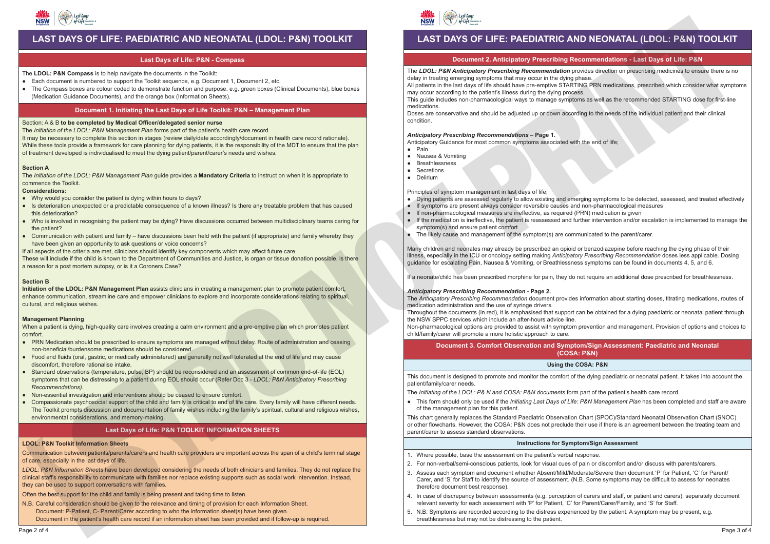# LAST DAYS OF LIFE: PAEDIATRIC AND NEONATAL (LDOL: P&N) TOOLKIT

## Last Days of Life: P&N - Compass

The **LDOL: P&N Compass** is to help navigate the documents in the Toolkit:

- Each document is numbered to support the Toolkit sequence, e.g. Document 1, Document 2, etc.
- The Compass boxes are colour coded to demonstrate function and purpose. e.g. green boxes (Clinical Documents), blue boxes (Medication Guidance Documents), and the orange box (Information Sheets).

## Document 1. Initiating the Last Days of Life Toolkit: P&N – Management Plan

Section: A & B **to be completed by Medical Officer/delegated senior nurse**

The *Initiation of the LDOL: P&N Management Plan* forms part of the patient's health care record

It may be necessary to complete this section in stages (review daily/date accordingly/document in health care record rationale). While these tools provide a framework for care planning for dying patients, it is the responsibility of the MDT to ensure that the plan of treatment developed is individualised to meet the dying patient/parent/carer's needs and wishes.

### Section A

The *Initiation of the LDOL: P&N Management Plan* guide provides a **Mandatory Criteria** to instruct on when it is appropriate to commence the Toolkit.

**Considerations:**

- Why would you consider the patient is dying within hours to days?
- Is deterioration unexpected or a predictable consequence of a known illness? Is there any treatable problem that has caused this deterioration?
- Who is involved in recognising the patient may be dying? Have discussions occurred between multidisciplinary teams caring for the patient?
- Communication with patient and family – have discussions been held with the patient (if appropriate) and family whereby they have been given an opportunity to ask questions or voice concerns?

If all aspects of the criteria are met, clinicians should identify key components which may affect future care.

These will include if the child is known to the Department of Communities and Justice, is organ or tissue donation possible, is there a reason for a post mortem autopsy, or is it a Coroners Case?

### Section B

**Initiation of the LDOL: P&N Management Plan** assists clinicians in creating a management plan to promote patient comfort, enhance communication, streamline care and empower clinicians to explore and incorporate considerations relating to spiritual, cultural, and religious wishes.

### Management Planning

When a patient is dying, high-quality care involves creating a calm environment and a pre-emptive plan which promotes patient comfort.

- PRN Medication should be prescribed to ensure symptoms are managed without delay. Route of administration and ceasing non-beneficial/burdensome medications should be considered.
- Food and fluids (oral, gastric, or medically administered) are generally not well tolerated at the end of life and may cause discomfort, therefore rationalise intake.
- Standard observations (temperature, pulse, BP) should be reconsidered and an assessment of common end-of-life (EOL) symptoms that can be distressing to a patient during EOL should occur (Refer Doc 3 - *LDOL: P&N Anticipatory Prescribing Recommendations).*
- Non-essential investigation and interventions should be ceased to ensure comfort.
- Compassionate psychosocial support of the child and family is critical to end of life care. Every family will have different needs. The Toolkit prompts discussion and documentation of family wishes including the family's spiritual, cultural and religious wishes, environmental considerations, and memory-making.

## Last Days of Life: P&N TOOLKIT INFORMATION SHEETS

**LDOL: P&N Toolkit Information Sheets**

Communication between patients/parents/carers and health care providers are important across the span of a child's terminal stage of care, especially in the last days of life.

*LDOL: P&N Information Sheets* have been developed considering the needs of both clinicians and families. They do not replace the clinical staff's responsibility to communicate with families nor replace existing supports such as social work intervention. Instead, they can be used to support conversations with families.

Often the best support for the child and family is being present and taking time to listen.

N.B. Careful consideration should be given to the relevance and timing of provision for each Information Sheet.
Document: P-Patient, C- Parent/Carer according to who the information sheet(s) have been given.
Document in the patient's health care record if an information sheet has been provided and if follow-up is required.

## Document 2. Anticipatory Prescribing Recommendations - Last Days of Life: P&N

The ***LDOL: P&N Anticipatory Prescribing Recommendation*** provides direction on prescribing medicines to ensure there is no delay in treating emerging symptoms that may occur in the dying phase.

All patients in the last days of life should have pre-emptive STARTING PRN medications, prescribed which consider what symptoms may occur according to the patient's illness during the dying process.

This guide includes non-pharmacological ways to manage symptoms as well as the recommended STARTING dose for first-line medications.

Doses are conservative and should be adjusted up or down according to the needs of the individual patient and their clinical condition.

***Anticipatory Prescribing Recommendations* – Page 1.**

Anticipatory Guidance for most common symptoms associated with the end of life;

- Pain
- Nausea & Vomiting
- Breathlessness
- Secretions
- Delirium

Principles of symptom management in last days of life;

- Dying patients are assessed regularly to allow existing and emerging symptoms to be detected, assessed, and treated effectively
- If symptoms are present always consider reversible causes and non-pharmacological measures
- If non-pharmacological measures are ineffective, as required (PRN) medication is given
- If the medication is ineffective, the patient is reassessed and further intervention and/or escalation is implemented to manage the symptom(s) and ensure patient comfort
- The likely cause and management of the symptom(s) are communicated to the parent/carer.

Many children and neonates may already be prescribed an opioid or benzodiazepine before reaching the dying phase of their illness, especially in the ICU or oncology setting making *Anticipatory Prescribing Recommendation* doses less applicable. Dosing guidance for escalating Pain, Nausea & Vomiting, or Breathlessness symptoms can be found in documents 4, 5, and 6.

If a neonate/child has been prescribed morphine for pain, they do not require an additional dose prescribed for breathlessness.

***Anticipatory Prescribing Recommendation* - Page 2.**

The *Anticipatory Prescribing Recommendation* document provides information about starting doses, titrating medications, routes of medication administration and the use of syringe drivers.

Throughout the documents (in red), it is emphasised that support can be obtained for a dying paediatric or neonatal patient through the NSW SPPC services which include an after-hours advice line.

Non-pharmacological options are provided to assist with symptom prevention and management. Provision of options and choices to child/family/carer will promote a more holistic approach to care.

## Document 3. Comfort Observation and Symptom/Sign Assessment: Paediatric and Neonatal (COSA: P&N)

### Using the COSA: P&N

This document is designed to promote and monitor the comfort of the dying paediatric or neonatal patient. It takes into account the patient/family/carer needs.

The *Initiating of the LDOL: P& N and COSA: P&N documents* form part of the patient's health care record.

- This form should only be used if the *Initiating Last Days of Life: P&N Management Plan* has been completed and staff are aware of the management plan for this patient.

This chart generally replaces the Standard Paediatric Observation Chart (SPOC)/Standard Neonatal Observation Chart (SNOC) or other flowcharts. However, the COSA: P&N does not preclude their use if there is an agreement between the treating team and parent/carer to assess standard observations.

### Instructions for Symptom/Sign Assessment

1. Where possible, base the assessment on the patient's verbal response.
2. For non-verbal/semi-conscious patients, look for visual cues of pain or discomfort and/or discuss with parents/carers.
3. Assess each symptom and document whether Absent/Mild/Moderate/Severe then document 'P' for Patient, 'C' for Parent/Carer, and 'S' for Staff to identify the source of assessment. (N.B. Some symptoms may be difficult to assess for neonates therefore document best response).
4. In case of discrepancy between assessments (e.g. perception of carers and staff, or patient and carers), separately document relevant severity for each assessment with 'P' for Patient, 'C' for Parent/Carer/Family, and 'S' for Staff.
5. N.B. Symptoms are recorded according to the distress experienced by the patient. A symptom may be present, e.g. breathlessness but may not be distressing to the patient.